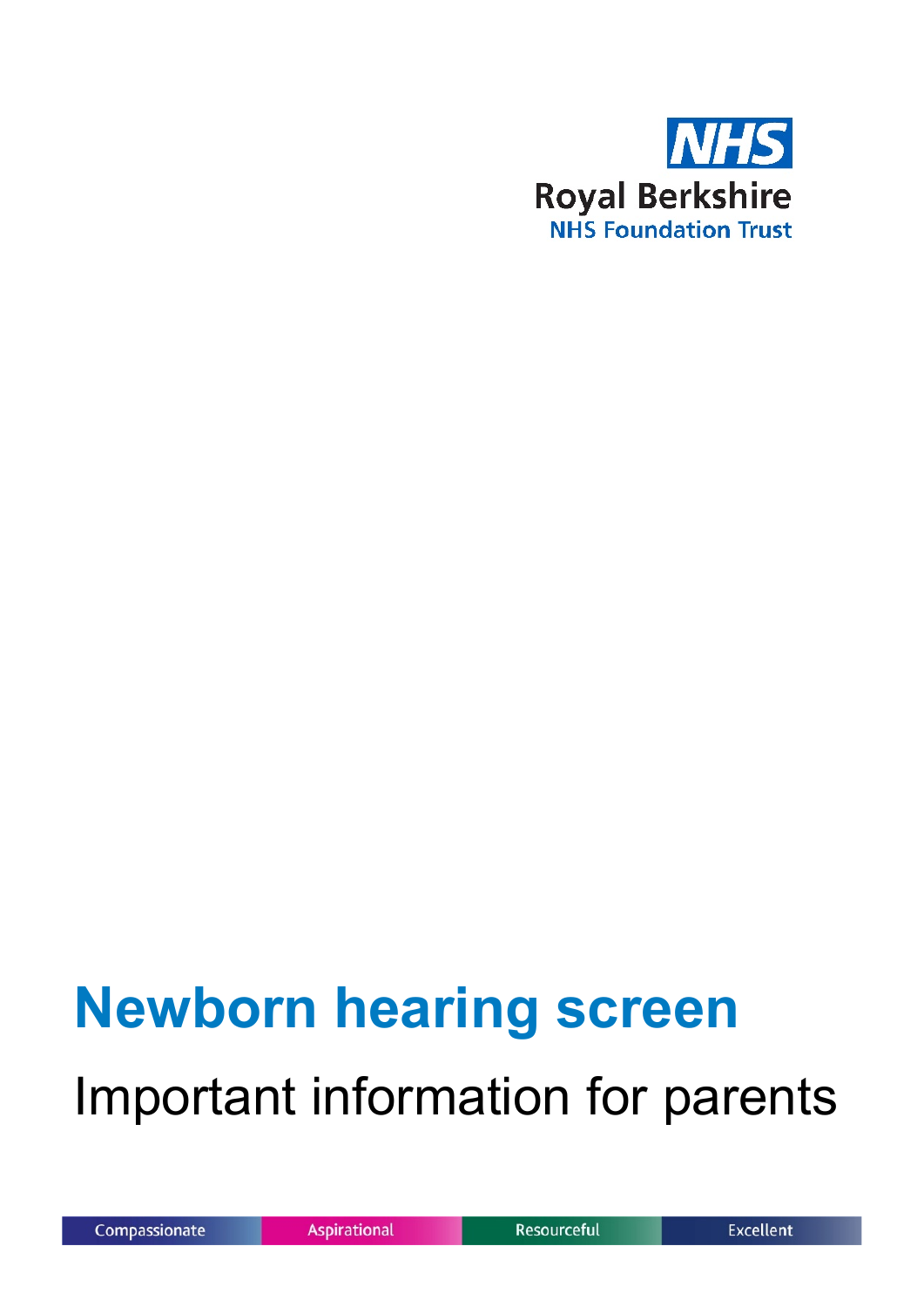NHS
Royal Berkshire
NHS Foundation Trust

# Newborn hearing screen

## Important information for parents

Compassionate | Aspirational | Resourceful | Excellent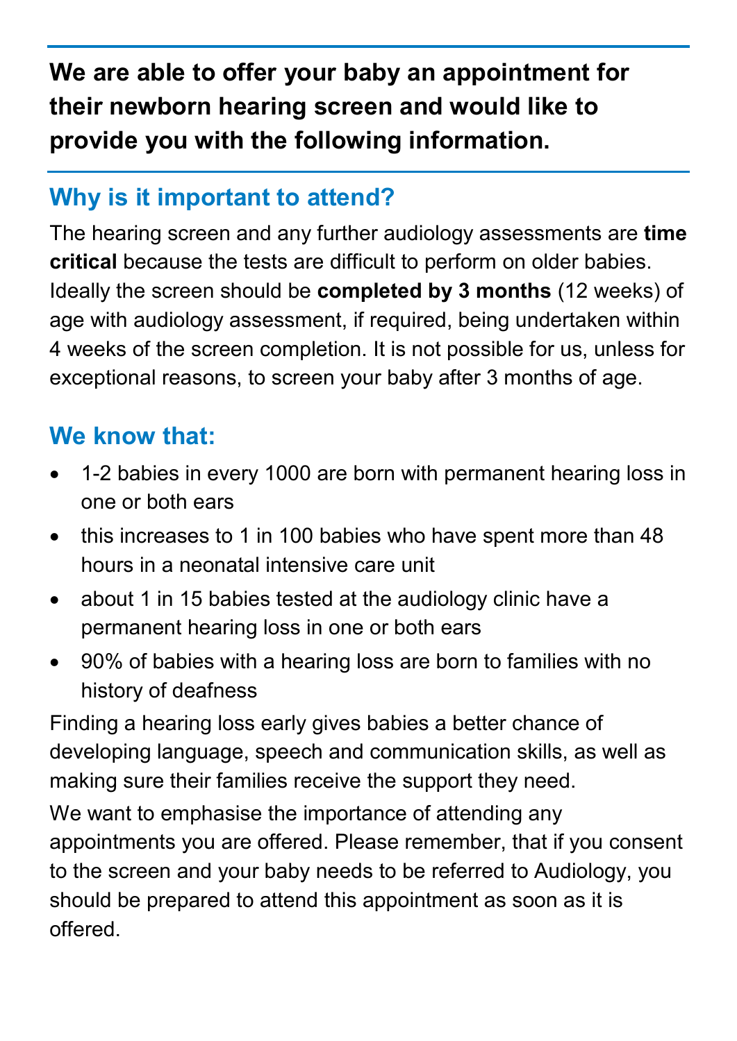**We are able to offer your baby an appointment for their newborn hearing screen and would like to provide you with the following information.**

## Why is it important to attend?

The hearing screen and any further audiology assessments are **time critical** because the tests are difficult to perform on older babies. Ideally the screen should be **completed by 3 months** (12 weeks) of age with audiology assessment, if required, being undertaken within 4 weeks of the screen completion. It is not possible for us, unless for exceptional reasons, to screen your baby after 3 months of age.

## We know that:

- 1-2 babies in every 1000 are born with permanent hearing loss in one or both ears
- this increases to 1 in 100 babies who have spent more than 48 hours in a neonatal intensive care unit
- about 1 in 15 babies tested at the audiology clinic have a permanent hearing loss in one or both ears
- 90% of babies with a hearing loss are born to families with no history of deafness

Finding a hearing loss early gives babies a better chance of developing language, speech and communication skills, as well as making sure their families receive the support they need.

We want to emphasise the importance of attending any appointments you are offered. Please remember, that if you consent to the screen and your baby needs to be referred to Audiology, you should be prepared to attend this appointment as soon as it is offered.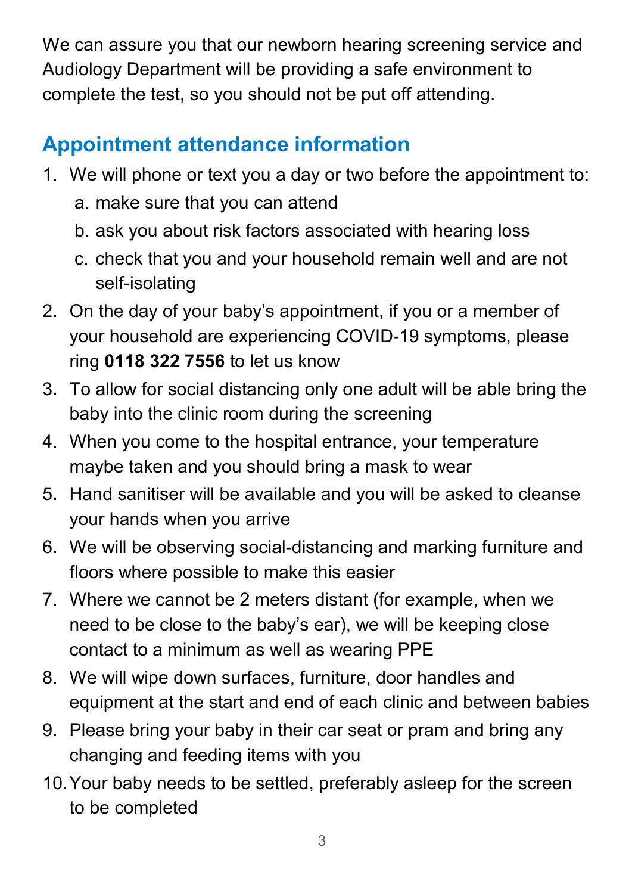We can assure you that our newborn hearing screening service and Audiology Department will be providing a safe environment to complete the test, so you should not be put off attending.

## Appointment attendance information

1. We will phone or text you a day or two before the appointment to:
   a. make sure that you can attend
   b. ask you about risk factors associated with hearing loss
   c. check that you and your household remain well and are not self-isolating
2. On the day of your baby's appointment, if you or a member of your household are experiencing COVID-19 symptoms, please ring **0118 322 7556** to let us know
3. To allow for social distancing only one adult will be able bring the baby into the clinic room during the screening
4. When you come to the hospital entrance, your temperature maybe taken and you should bring a mask to wear
5. Hand sanitiser will be available and you will be asked to cleanse your hands when you arrive
6. We will be observing social-distancing and marking furniture and floors where possible to make this easier
7. Where we cannot be 2 meters distant (for example, when we need to be close to the baby's ear), we will be keeping close contact to a minimum as well as wearing PPE
8. We will wipe down surfaces, furniture, door handles and equipment at the start and end of each clinic and between babies
9. Please bring your baby in their car seat or pram and bring any changing and feeding items with you
10. Your baby needs to be settled, preferably asleep for the screen to be completed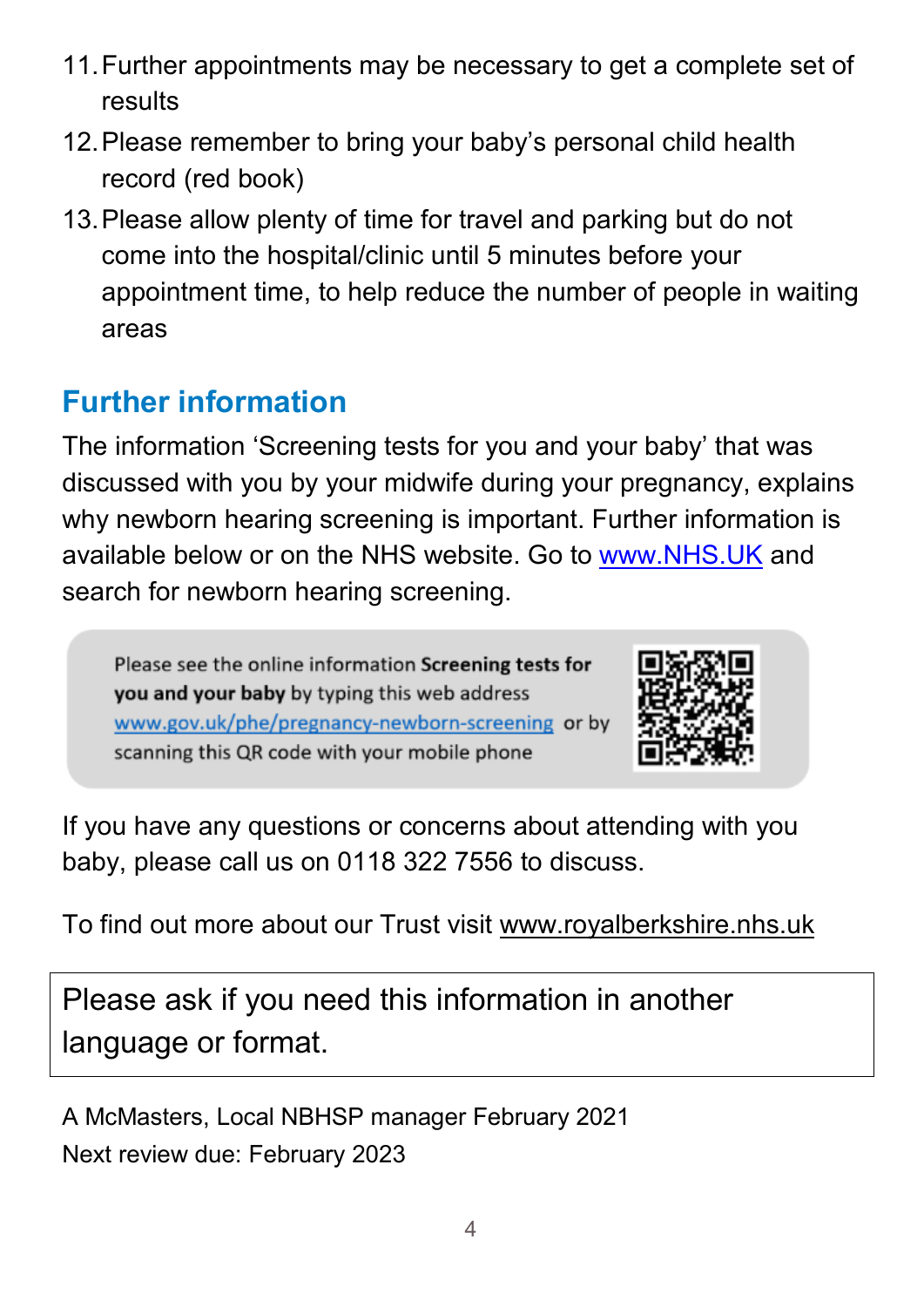11. Further appointments may be necessary to get a complete set of results
12. Please remember to bring your baby's personal child health record (red book)
13. Please allow plenty of time for travel and parking but do not come into the hospital/clinic until 5 minutes before your appointment time, to help reduce the number of people in waiting areas

## Further information

The information 'Screening tests for you and your baby' that was discussed with you by your midwife during your pregnancy, explains why newborn hearing screening is important. Further information is available below or on the NHS website. Go to www.NHS.UK and search for newborn hearing screening.

Please see the online information **Screening tests for you and your baby** by typing this web address www.gov.uk/phe/pregnancy-newborn-screening or by scanning this QR code with your mobile phone

If you have any questions or concerns about attending with you baby, please call us on 0118 322 7556 to discuss.

To find out more about our Trust visit www.royalberkshire.nhs.uk

Please ask if you need this information in another language or format.

A McMasters, Local NBHSP manager February 2021
Next review due: February 2023